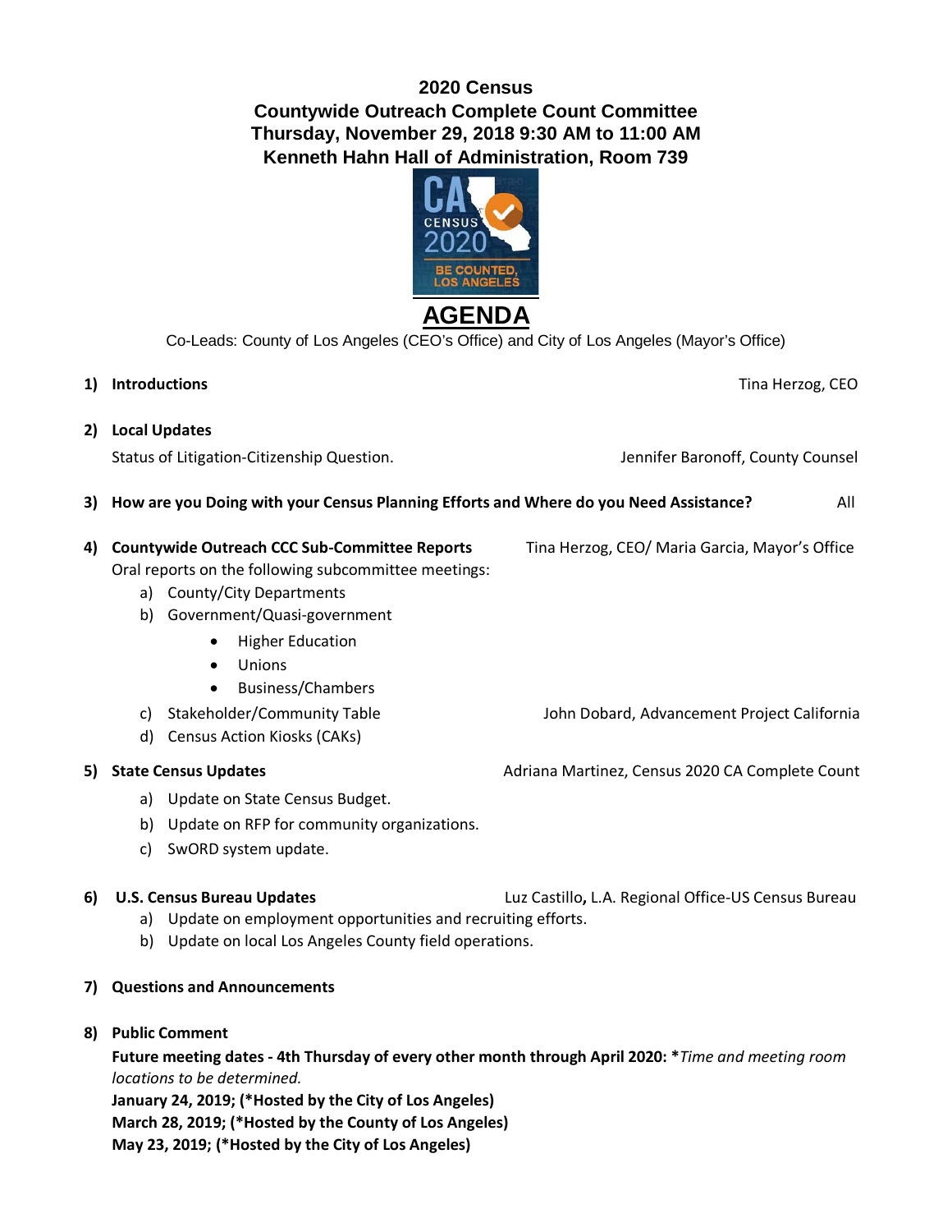# 2020 Census
## Countywide Outreach Complete Count Committee
### Thursday, November 29, 2018 9:30 AM to 11:00 AM
### Kenneth Hahn Hall of Administration, Room 739

## AGENDA

Co-Leads: County of Los Angeles (CEO's Office) and City of Los Angeles (Mayor's Office)

1) **Introductions** — Tina Herzog, CEO

2) **Local Updates**

   Status of Litigation-Citizenship Question. — Jennifer Baronoff, County Counsel

3) **How are you Doing with your Census Planning Efforts and Where do you Need Assistance?** — All

4) **Countywide Outreach CCC Sub-Committee Reports** — Tina Herzog, CEO/ Maria Garcia, Mayor's Office

   Oral reports on the following subcommittee meetings:

   a) County/City Departments
   b) Government/Quasi-government
      - Higher Education
      - Unions
      - Business/Chambers
   c) Stakeholder/Community Table — John Dobard, Advancement Project California
   d) Census Action Kiosks (CAKs)

5) **State Census Updates** — Adriana Martinez, Census 2020 CA Complete Count

   a) Update on State Census Budget.
   b) Update on RFP for community organizations.
   c) SwORD system update.

6) **U.S. Census Bureau Updates** — Luz Castillo**,** L.A. Regional Office-US Census Bureau

   a) Update on employment opportunities and recruiting efforts.
   b) Update on local Los Angeles County field operations.

7) **Questions and Announcements**

8) **Public Comment**

   **Future meeting dates - 4th Thursday of every other month through April 2020: \****Time and meeting room locations to be determined.*

   **January 24, 2019; (\*Hosted by the City of Los Angeles)**

   **March 28, 2019; (\*Hosted by the County of Los Angeles)**

   **May 23, 2019; (\*Hosted by the City of Los Angeles)**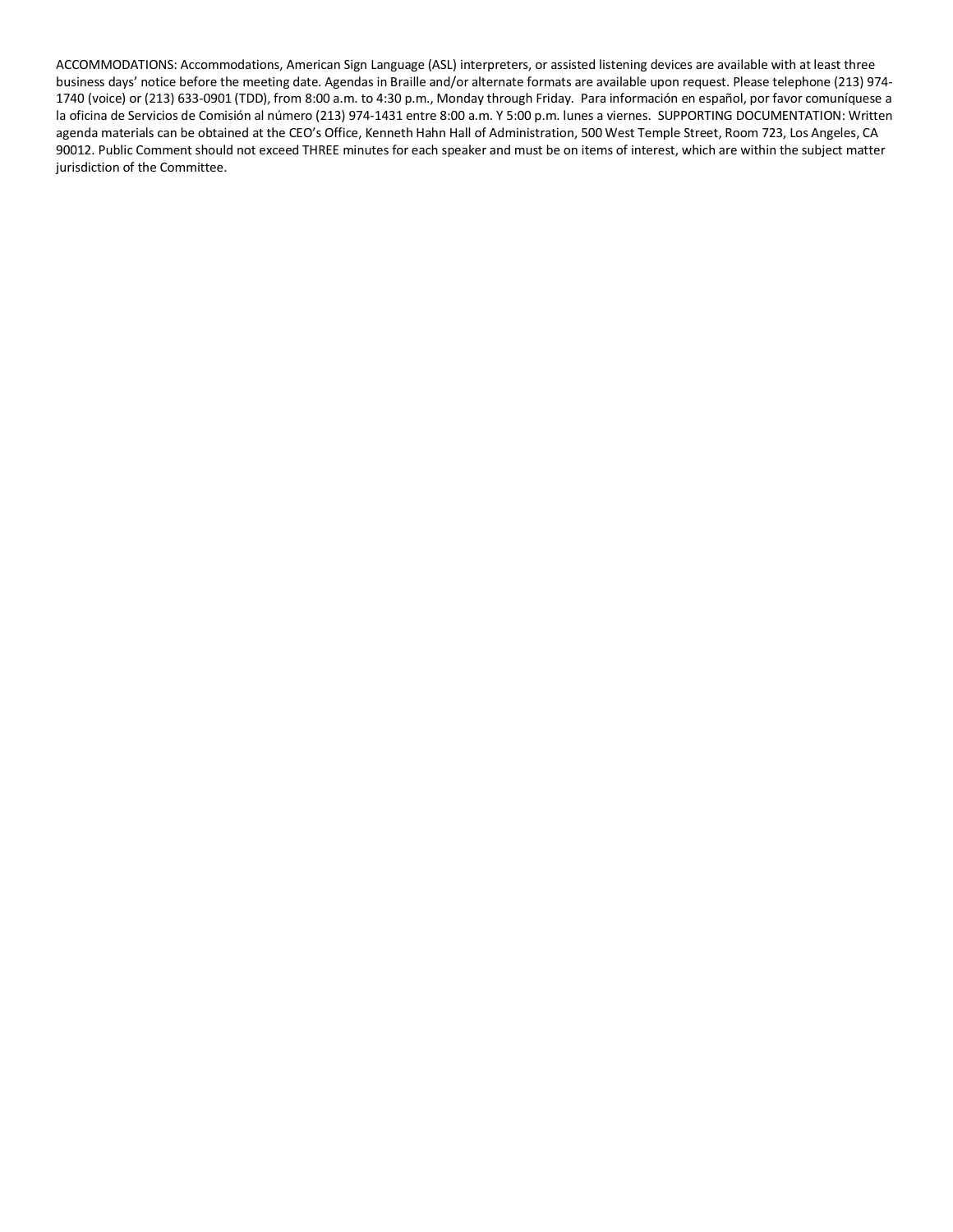ACCOMMODATIONS: Accommodations, American Sign Language (ASL) interpreters, or assisted listening devices are available with at least three business days' notice before the meeting date. Agendas in Braille and/or alternate formats are available upon request. Please telephone (213) 974-1740 (voice) or (213) 633-0901 (TDD), from 8:00 a.m. to 4:30 p.m., Monday through Friday. Para información en español, por favor comuníquese a la oficina de Servicios de Comisión al número (213) 974-1431 entre 8:00 a.m. Y 5:00 p.m. lunes a viernes. SUPPORTING DOCUMENTATION: Written agenda materials can be obtained at the CEO's Office, Kenneth Hahn Hall of Administration, 500 West Temple Street, Room 723, Los Angeles, CA 90012. Public Comment should not exceed THREE minutes for each speaker and must be on items of interest, which are within the subject matter jurisdiction of the Committee.